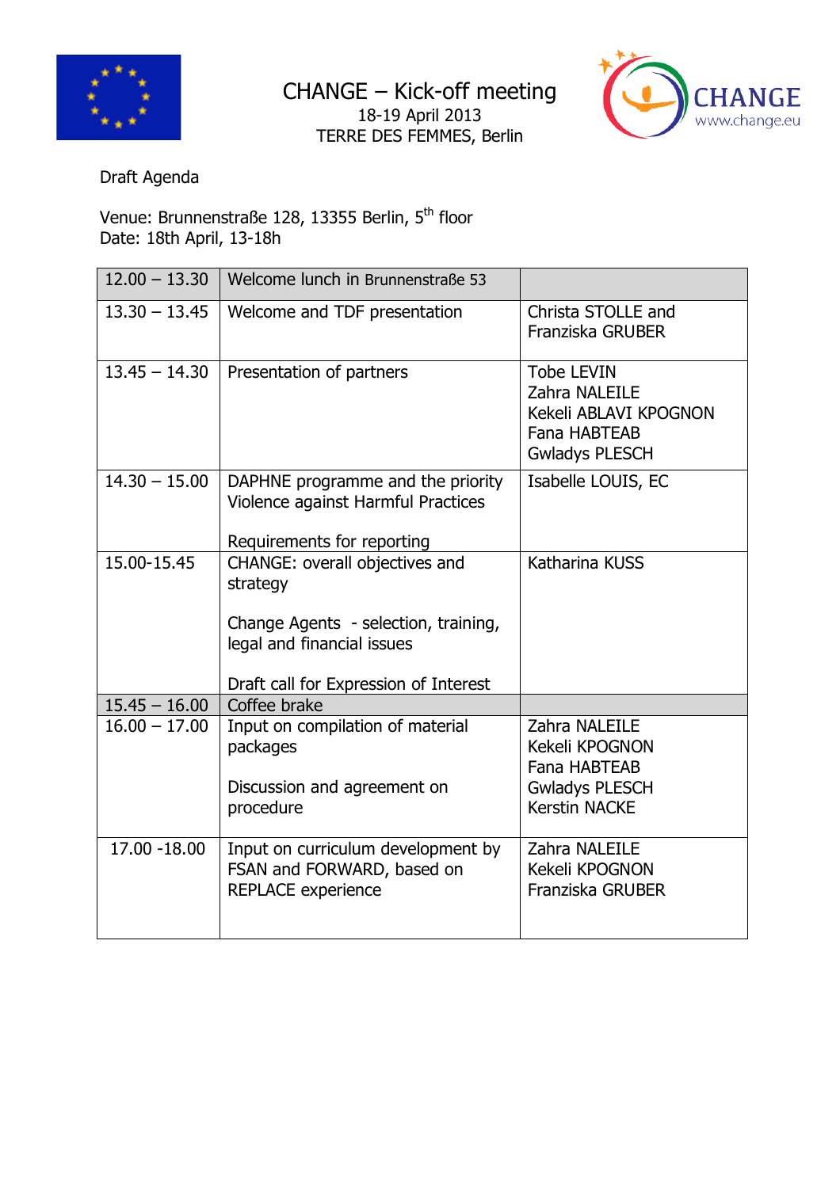# CHANGE – Kick-off meeting

18-19 April 2013

TERRE DES FEMMES, Berlin

CHANGE www.change.eu

Draft Agenda

Venue: Brunnenstraße 128, 13355 Berlin, 5th floor
Date: 18th April, 13-18h

| | | |
|---|---|---|
| 12.00 – 13.30 | Welcome lunch in Brunnenstraße 53 | |
| 13.30 – 13.45 | Welcome and TDF presentation | Christa STOLLE and Franziska GRUBER |
| 13.45 – 14.30 | Presentation of partners | Tobe LEVIN<br>Zahra NALEILE<br>Kekeli ABLAVI KPOGNON<br>Fana HABTEAB<br>Gwladys PLESCH |
| 14.30 – 15.00 | DAPHNE programme and the priority Violence against Harmful Practices<br><br>Requirements for reporting | Isabelle LOUIS, EC |
| 15.00-15.45 | CHANGE: overall objectives and strategy<br><br>Change Agents - selection, training, legal and financial issues<br><br>Draft call for Expression of Interest | Katharina KUSS |
| 15.45 – 16.00 | Coffee brake | |
| 16.00 – 17.00 | Input on compilation of material packages<br><br>Discussion and agreement on procedure | Zahra NALEILE<br>Kekeli KPOGNON<br>Fana HABTEAB<br>Gwladys PLESCH<br>Kerstin NACKE |
| 17.00 -18.00 | Input on curriculum development by FSAN and FORWARD, based on REPLACE experience | Zahra NALEILE<br>Kekeli KPOGNON<br>Franziska GRUBER |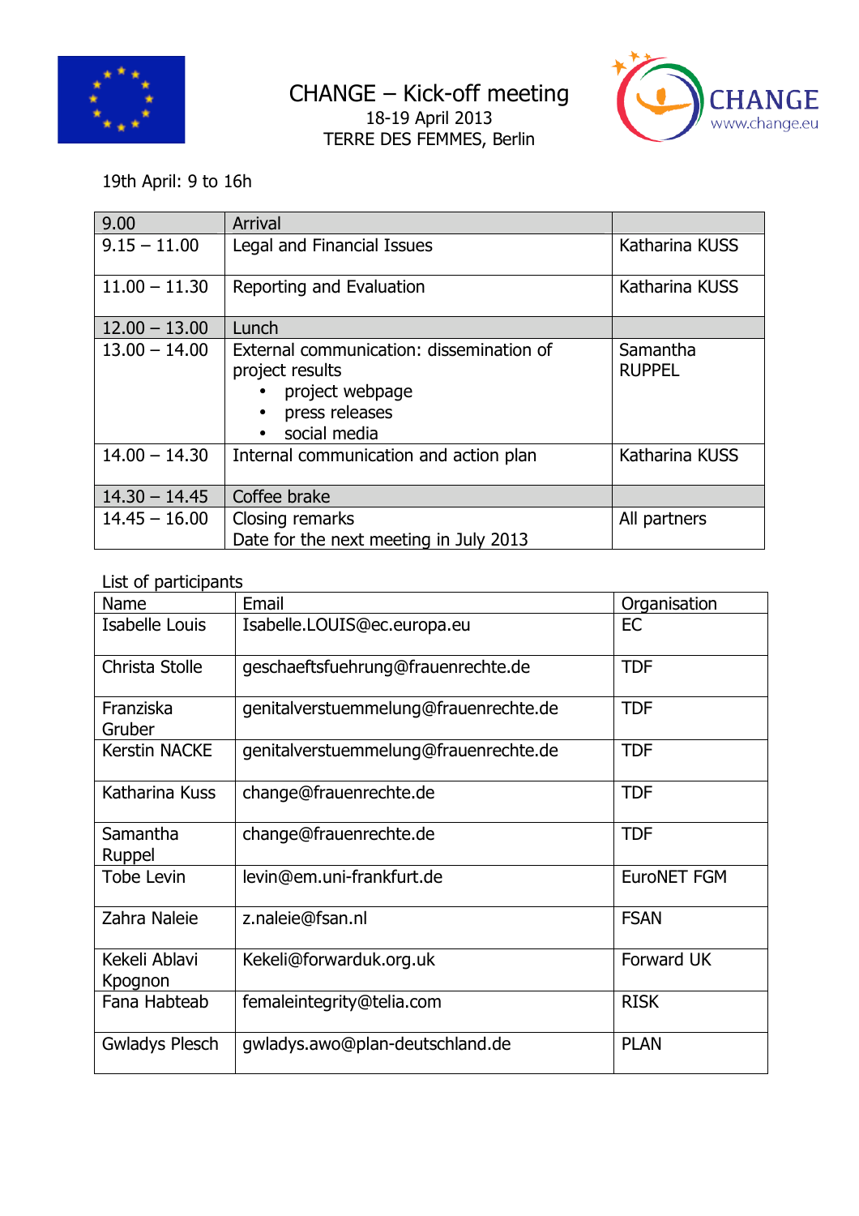# CHANGE – Kick-off meeting

18-19 April 2013

TERRE DES FEMMES, Berlin

CHANGE www.change.eu

19th April: 9 to 16h

| | | |
|---|---|---|
| 9.00 | Arrival | |
| 9.15 – 11.00 | Legal and Financial Issues | Katharina KUSS |
| 11.00 – 11.30 | Reporting and Evaluation | Katharina KUSS |
| 12.00 – 13.00 | Lunch | |
| 13.00 – 14.00 | External communication: dissemination of project results<br>• project webpage<br>• press releases<br>• social media | Samantha RUPPEL |
| 14.00 – 14.30 | Internal communication and action plan | Katharina KUSS |
| 14.30 – 14.45 | Coffee brake | |
| 14.45 – 16.00 | Closing remarks<br>Date for the next meeting in July 2013 | All partners |

List of participants

| Name | Email | Organisation |
|---|---|---|
| Isabelle Louis | Isabelle.LOUIS@ec.europa.eu | EC |
| Christa Stolle | geschaeftsfuehrung@frauenrechte.de | TDF |
| Franziska Gruber | genitalverstuemmelung@frauenrechte.de | TDF |
| Kerstin NACKE | genitalverstuemmelung@frauenrechte.de | TDF |
| Katharina Kuss | change@frauenrechte.de | TDF |
| Samantha Ruppel | change@frauenrechte.de | TDF |
| Tobe Levin | levin@em.uni-frankfurt.de | EuroNET FGM |
| Zahra Naleie | z.naleie@fsan.nl | FSAN |
| Kekeli Ablavi Kpognon | Kekeli@forwarduk.org.uk | Forward UK |
| Fana Habteab | femaleintegrity@telia.com | RISK |
| Gwladys Plesch | gwladys.awo@plan-deutschland.de | PLAN |